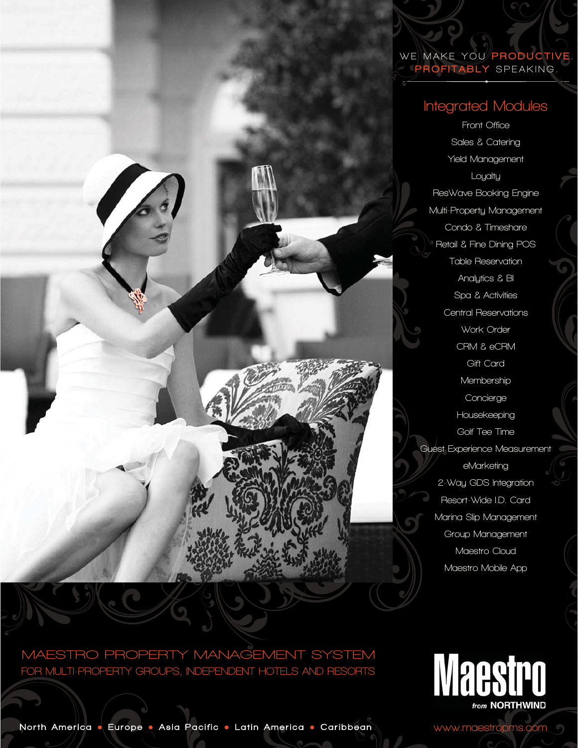WE MAKE YOU **PRODUCTIVE**.
**PROFITABLY** SPEAKING.

## Integrated Modules

- Front Office
- Sales & Catering
- Yield Management
- Loyalty
- ResWave Booking Engine
- Multi-Property Management
- Condo & Timeshare
- Retail & Fine Dining POS
- Table Reservation
- Analytics & BI
- Spa & Activities
- Central Reservations
- Work Order
- CRM & eCRM
- Gift Card
- Membership
- Concierge
- Housekeeping
- Golf Tee Time
- Guest Experience Measurement
- eMarketing
- 2-Way GDS Integration
- Resort-Wide I.D. Card
- Marina Slip Management
- Group Management
- Maestro Cloud
- Maestro Mobile App

# MAESTRO PROPERTY MANAGEMENT SYSTEM

FOR MULTI-PROPERTY GROUPS, INDEPENDENT HOTELS AND RESORTS

**Maestro** *from* **NORTHWIND**

North America • Europe • Asia Pacific • Latin America • Caribbean

www.maestropms.com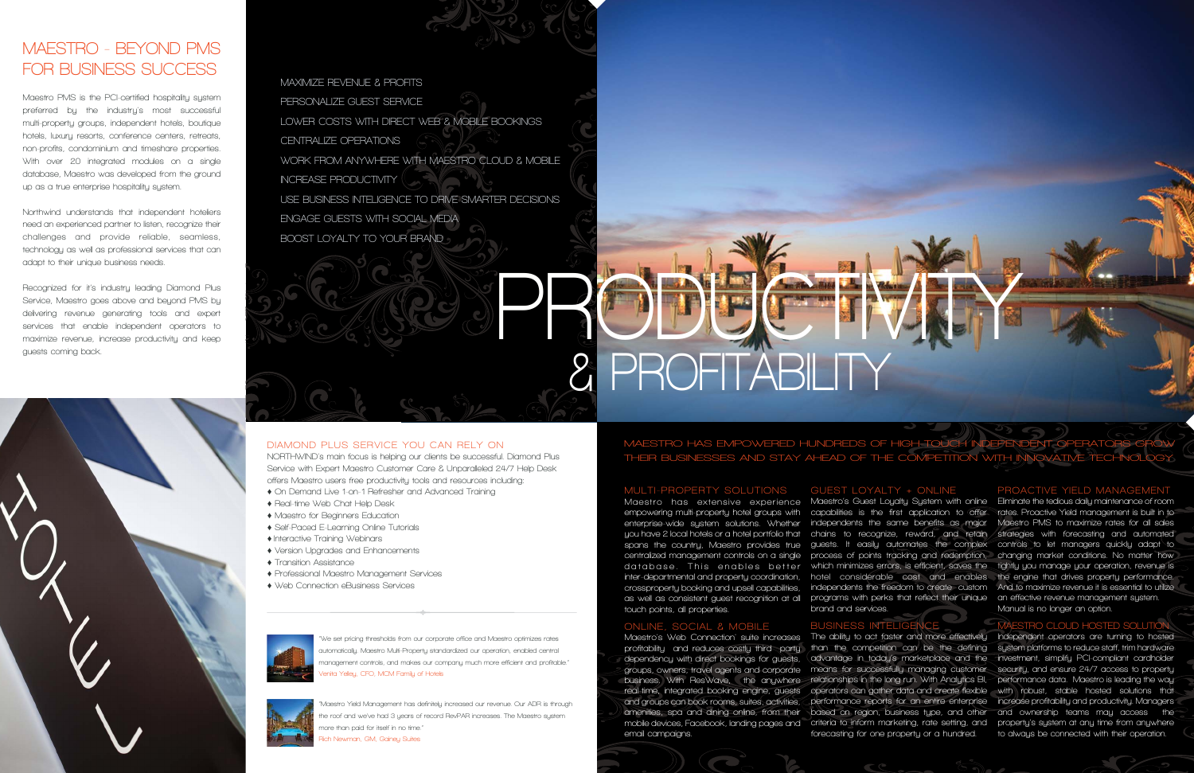# MAESTRO - BEYOND PMS FOR BUSINESS SUCCESS

Maestro PMS is the PCI-certified hospitality system preferred by the industry's most successful multi-property groups, independent hotels, boutique hotels, luxury resorts, conference centers, retreats, non-profits, condominium and timeshare properties. With over 20 integrated modules on a single database, Maestro was developed from the ground up as a true enterprise hospitality system.

Northwind understands that independent hoteliers need an experienced partner to listen, recognize their challenges and provide reliable, seamless, technology as well as professional services that can adapt to their unique business needs.

Recognized for it's industry leading Diamond Plus Service, Maestro goes above and beyond PMS by delivering revenue generating tools and expert services that enable independent operators to maximize revenue, increase productivity and keep guests coming back.

- MAXIMIZE REVENUE & PROFITS
- PERSONALIZE GUEST SERVICE
- LOWER COSTS WITH DIRECT WEB & MOBILE BOOKINGS
- CENTRALIZE OPERATIONS
- WORK FROM ANYWHERE WITH MAESTRO CLOUD & MOBILE
- INCREASE PRODUCTIVITY
- USE BUSINESS INTELLIGENCE TO DRIVE SMARTER DECISIONS
- ENGAGE GUESTS WITH SOCIAL MEDIA
- BOOST LOYALTY TO YOUR BRAND

# PRODUCTIVITY & PROFITABILITY

## DIAMOND PLUS SERVICE YOU CAN RELY ON

NORTHWIND's main focus is helping our clients be successful. Diamond Plus Service with Expert Maestro Customer Care & Unparalleled 24/7 Help Desk offers Maestro users free productivity tools and resources including:

- On Demand Live 1-on-1 Refresher and Advanced Training
- Real-time Web Chat Help Desk
- Maestro for Beginners Education
- Self-Paced E-Learning Online Tutorials
- Interactive Training Webinars
- Version Upgrades and Enhancements
- Transition Assistance
- Professional Maestro Management Services
- Web Connection eBusiness Services

"We set pricing thresholds from our corporate office and Maestro optimizes rates automatically. Maestro Multi-Property standardized our operation, enabled central management controls, and makes our company much more efficient and profitable."
Verita Yeley, CFO, MCM Family of Hotels

"Maestro Yield Management has definitely increased our revenue. Our ADR is through the roof and we've had 3 years of record RevPAR increases. The Maestro system more than paid for itself in no time."
Rich Newman, GM, Gainey Suites

## MAESTRO HAS EMPOWERED HUNDREDS OF HIGH-TOUCH INDEPENDENT OPERATORS GROW THEIR BUSINESSES AND STAY AHEAD OF THE COMPETITION WITH INNOVATIVE TECHNOLOGY

### MULTI-PROPERTY SOLUTIONS

Maestro has extensive experience empowering multi-property hotel groups with enterprise-wide system solutions. Whether you have 2 local hotels or a hotel portfolio that spans the country, Maestro provides true centralized management controls on a single database. This enables better inter-departmental and property coordination, crossproperty booking and upsell capabilities, as well as consistent guest recognition at all touch points, all properties.

### ONLINE, SOCIAL & MOBILE

Maestro's Web Connection suite increases profitability and reduces costly third party dependency with direct bookings for guests, groups, owners, travel agents and corporate business. With ResWave, the anywhere real-time, integrated booking engine, guests and groups can book rooms, suites, activities, amenities, spa and dining online, from their mobile devices, Facebook, landing pages and email campaigns.

### GUEST LOYALTY + ONLINE

Maestro's Guest Loyalty System with online capabilities is the first application to offer independents the same benefits as major chains to recognize, reward, and retain guests. It easily automates the complex process of points tracking and redemption, which minimizes errors, is efficient, saves the hotel considerable cost and enables independents the freedom to create custom programs with perks that reflect their unique brand and services.

### BUSINESS INTELLIGENCE

The ability to act faster and more effectively than the competition can be the defining advantage in today's marketplace and the means for successfully managing customer relationships in the long run. With Analytics BI, operators can gather data and create flexible performance reports for an entire enterprise based on region, business type, and other criteria to inform marketing, rate setting, and forecasting for one property or a hundred.

### PROACTIVE YIELD MANAGEMENT

Eliminate the tedious daily maintenance of room rates. Proactive Yield management is built in to Maestro PMS to maximize rates for all sales strategies with forecasting and automated controls to let managers quickly adapt to changing market conditions. No matter how tightly you manage your operation, revenue is the engine that drives property performance. And to maximize revenue it is essential to utilize an effective revenue management system. Manual is no longer an option.

### MAESTRO CLOUD HOSTED SOLUTION

Independent operators are turning to hosted system platforms to reduce staff, trim hardware investment, simplify PCI-compliant cardholder security, and ensure 24/7 access to property performance data. Maestro is leading the way with robust, stable hosted solutions that increase profitability and productivity. Managers and ownership teams may access the property's system at any time from anywhere to always be connected with their operation.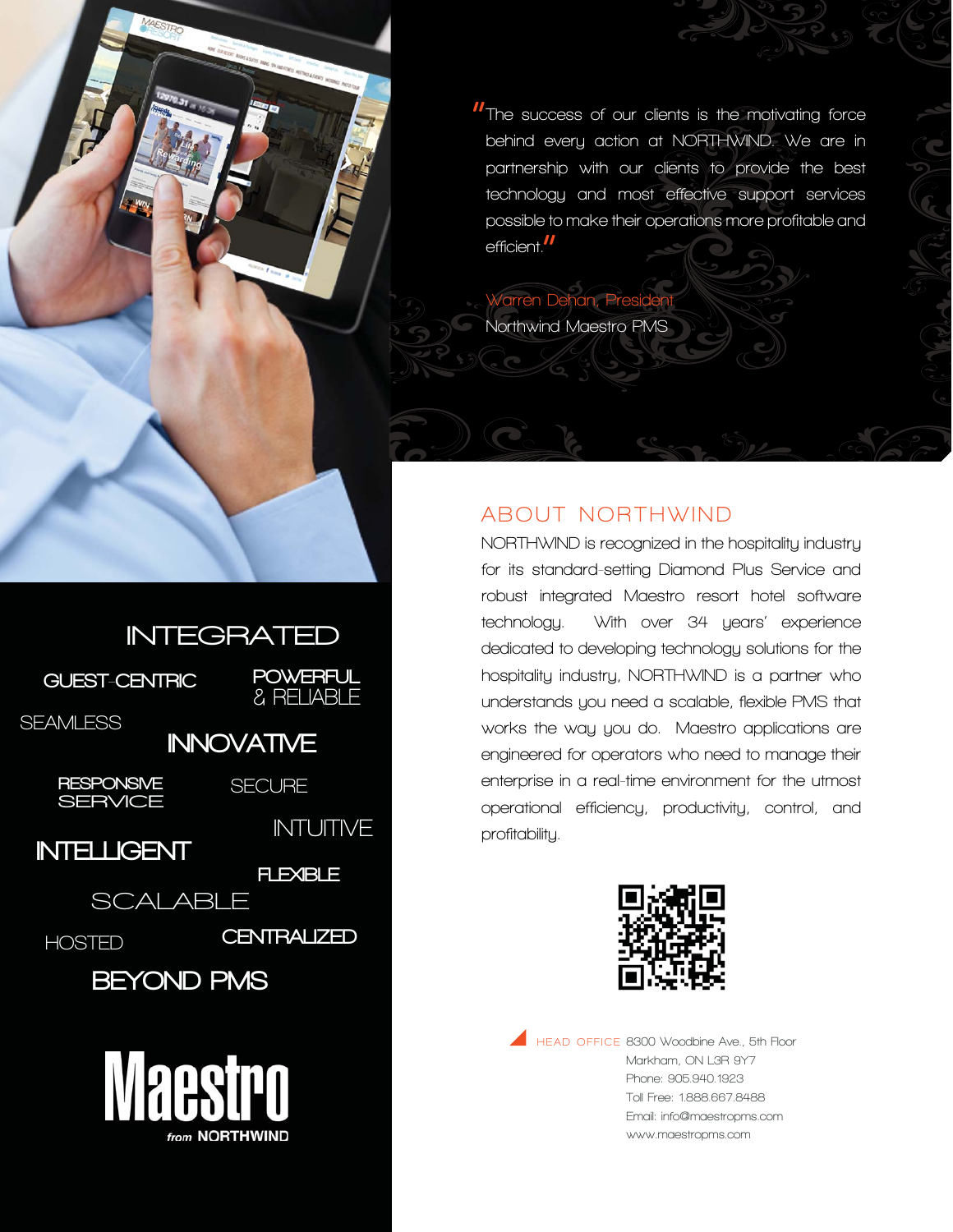"The success of our clients is the motivating force behind every action at NORTHWIND. We are in partnership with our clients to provide the best technology and most effective support services possible to make their operations more profitable and efficient."

Warren Dehan, President
Northwind Maestro PMS

INTEGRATED

GUEST-CENTRIC

POWERFUL & RELIABLE

SEAMLESS

INNOVATIVE

RESPONSIVE SERVICE

SECURE

INTUITIVE

INTELLIGENT

FLEXIBLE

SCALABLE

HOSTED

CENTRALIZED

BEYOND PMS

Maestro
from NORTHWIND

## ABOUT NORTHWIND

NORTHWIND is recognized in the hospitality industry for its standard-setting Diamond Plus Service and robust integrated Maestro resort hotel software technology. With over 34 years' experience dedicated to developing technology solutions for the hospitality industry, NORTHWIND is a partner who understands you need a scalable, flexible PMS that works the way you do. Maestro applications are engineered for operators who need to manage their enterprise in a real-time environment for the utmost operational efficiency, productivity, control, and profitability.

HEAD OFFICE 8300 Woodbine Ave., 5th Floor
Markham, ON L3R 9Y7
Phone: 905.940.1923
Toll Free: 1.888.667.8488
Email: info@maestropms.com
www.maestropms.com